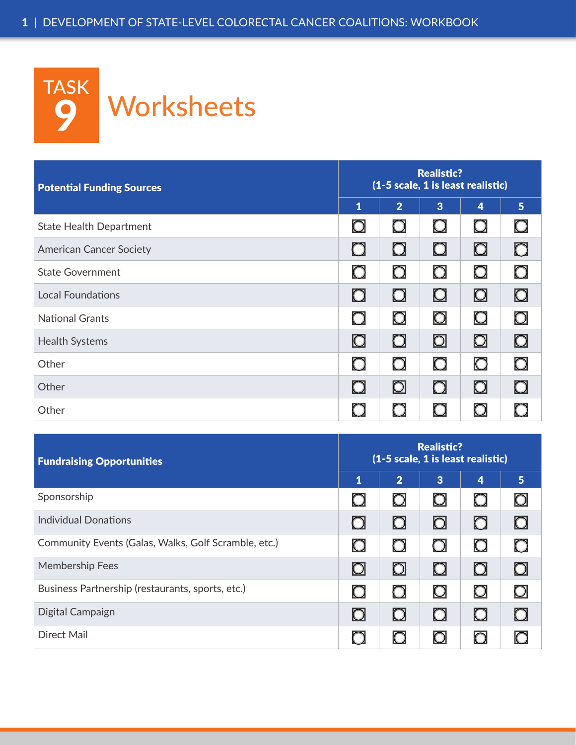# TASK 9 Worksheets

| Potential Funding Sources | Realistic? (1-5 scale, 1 is least realistic) | | | | |
|---|---|---|---|---|---|
| | 1 | 2 | 3 | 4 | 5 |
| State Health Department | ☐ | ☐ | ☐ | ☐ | ☐ |
| American Cancer Society | ☐ | ☐ | ☐ | ☐ | ☐ |
| State Government | ☐ | ☐ | ☐ | ☐ | ☐ |
| Local Foundations | ☐ | ☐ | ☐ | ☐ | ☐ |
| National Grants | ☐ | ☐ | ☐ | ☐ | ☐ |
| Health Systems | ☐ | ☐ | ☐ | ☐ | ☐ |
| Other | ☐ | ☐ | ☐ | ☐ | ☐ |
| Other | ☐ | ☐ | ☐ | ☐ | ☐ |
| Other | ☐ | ☐ | ☐ | ☐ | ☐ |

| Fundraising Opportunities | Realistic? (1-5 scale, 1 is least realistic) | | | | |
|---|---|---|---|---|---|
| | 1 | 2 | 3 | 4 | 5 |
| Sponsorship | ☐ | ☐ | ☐ | ☐ | ☐ |
| Individual Donations | ☐ | ☐ | ☐ | ☐ | ☐ |
| Community Events (Galas, Walks, Golf Scramble, etc.) | ☐ | ☐ | ☐ | ☐ | ☐ |
| Membership Fees | ☐ | ☐ | ☐ | ☐ | ☐ |
| Business Partnership (restaurants, sports, etc.) | ☐ | ☐ | ☐ | ☐ | ☐ |
| Digital Campaign | ☐ | ☐ | ☐ | ☐ | ☐ |
| Direct Mail | ☐ | ☐ | ☐ | ☐ | ☐ |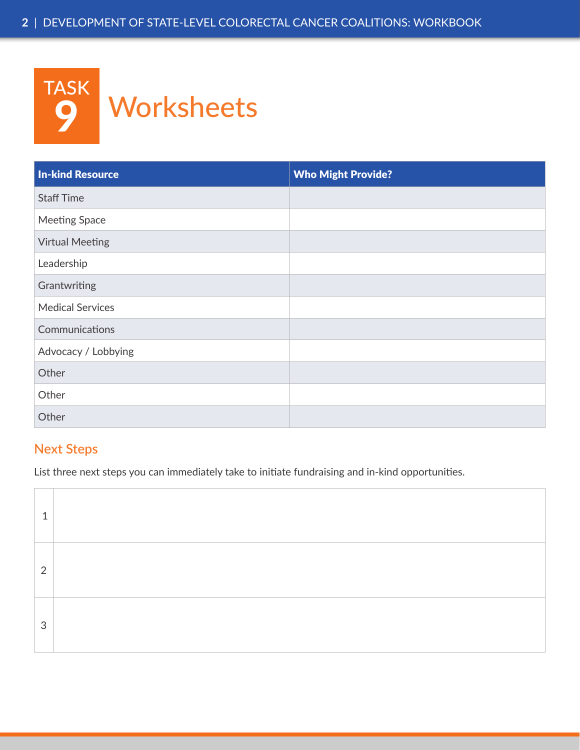# TASK 9 Worksheets

| In-kind Resource | Who Might Provide? |
|---|---|
| Staff Time | |
| Meeting Space | |
| Virtual Meeting | |
| Leadership | |
| Grantwriting | |
| Medical Services | |
| Communications | |
| Advocacy / Lobbying | |
| Other | |
| Other | |
| Other | |

## Next Steps

List three next steps you can immediately take to initiate fundraising and in-kind opportunities.

| | |
|---|---|
| 1 | |
| 2 | |
| 3 | |